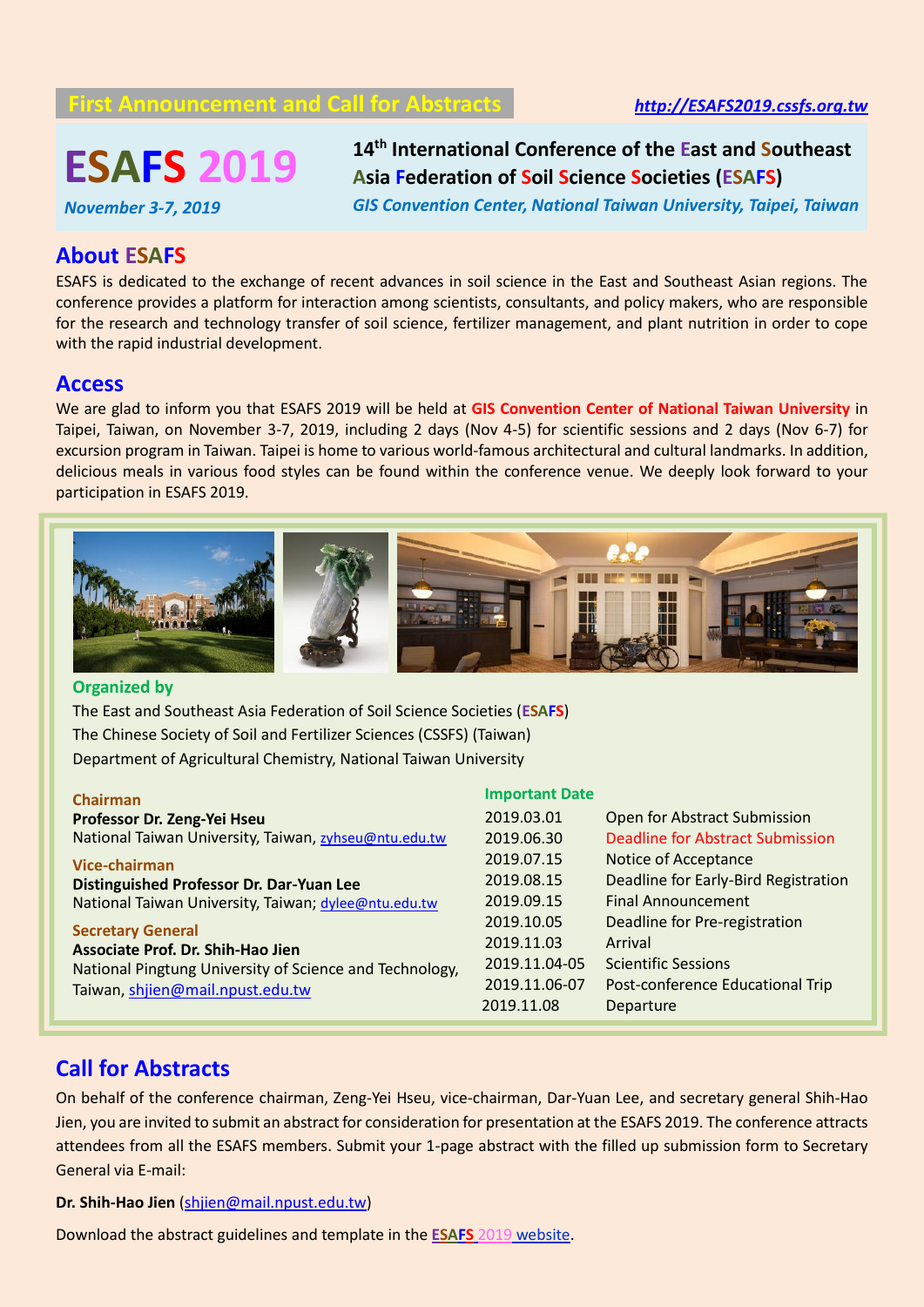**First Announcement and Call for Abstracts**

*http://ESAFS2019.cssfs.org.tw*

# ESAFS 2019

*November 3-7, 2019*

**14th International Conference of the East and Southeast Asia Federation of Soil Science Societies (ESAFS)**

*GIS Convention Center, National Taiwan University, Taipei, Taiwan*

## About ESAFS

ESAFS is dedicated to the exchange of recent advances in soil science in the East and Southeast Asian regions. The conference provides a platform for interaction among scientists, consultants, and policy makers, who are responsible for the research and technology transfer of soil science, fertilizer management, and plant nutrition in order to cope with the rapid industrial development.

## Access

We are glad to inform you that ESAFS 2019 will be held at **GIS Convention Center of National Taiwan University** in Taipei, Taiwan, on November 3-7, 2019, including 2 days (Nov 4-5) for scientific sessions and 2 days (Nov 6-7) for excursion program in Taiwan. Taipei is home to various world-famous architectural and cultural landmarks. In addition, delicious meals in various food styles can be found within the conference venue. We deeply look forward to your participation in ESAFS 2019.

### Organized by

The East and Southeast Asia Federation of Soil Science Societies (ESAFS)
The Chinese Society of Soil and Fertilizer Sciences (CSSFS) (Taiwan)
Department of Agricultural Chemistry, National Taiwan University

### Chairman

**Professor Dr. Zeng-Yei Hseu**
National Taiwan University, Taiwan, zyhseu@ntu.edu.tw

### Vice-chairman

**Distinguished Professor Dr. Dar-Yuan Lee**
National Taiwan University, Taiwan; dylee@ntu.edu.tw

### Secretary General

**Associate Prof. Dr. Shih-Hao Jien**
National Pingtung University of Science and Technology, Taiwan, shjien@mail.npust.edu.tw

### Important Date

| Date | Event |
|---|---|
| 2019.03.01 | Open for Abstract Submission |
| 2019.06.30 | Deadline for Abstract Submission |
| 2019.07.15 | Notice of Acceptance |
| 2019.08.15 | Deadline for Early-Bird Registration |
| 2019.09.15 | Final Announcement |
| 2019.10.05 | Deadline for Pre-registration |
| 2019.11.03 | Arrival |
| 2019.11.04-05 | Scientific Sessions |
| 2019.11.06-07 | Post-conference Educational Trip |
| 2019.11.08 | Departure |

## Call for Abstracts

On behalf of the conference chairman, Zeng-Yei Hseu, vice-chairman, Dar-Yuan Lee, and secretary general Shih-Hao Jien, you are invited to submit an abstract for consideration for presentation at the ESAFS 2019. The conference attracts attendees from all the ESAFS members. Submit your 1-page abstract with the filled up submission form to Secretary General via E-mail:

**Dr. Shih-Hao Jien** (shjien@mail.npust.edu.tw)

Download the abstract guidelines and template in the ESAFS 2019 website.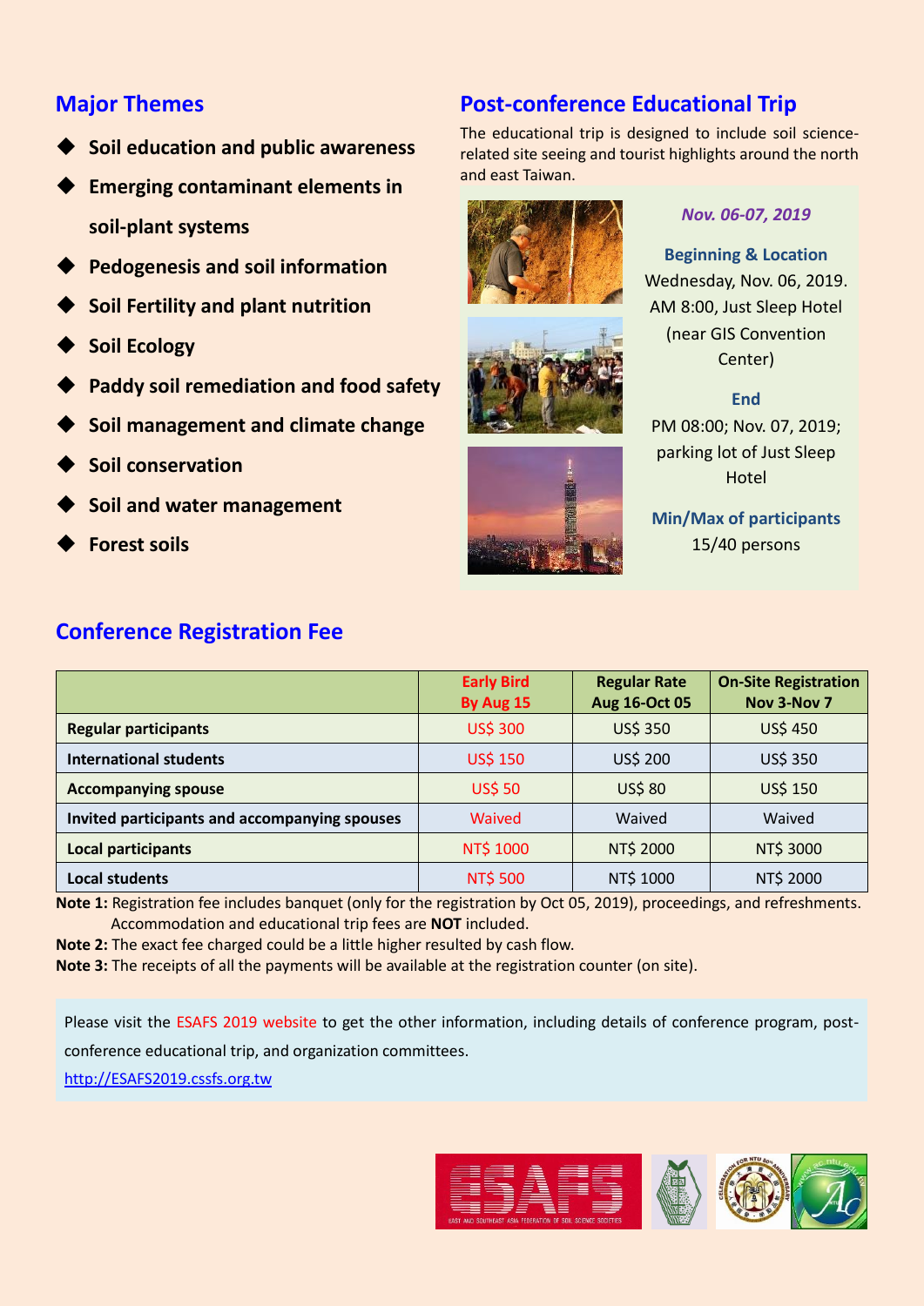## Major Themes

- **Soil education and public awareness**
- **Emerging contaminant elements in soil-plant systems**
- **Pedogenesis and soil information**
- **Soil Fertility and plant nutrition**
- **Soil Ecology**
- **Paddy soil remediation and food safety**
- **Soil management and climate change**
- **Soil conservation**
- **Soil and water management**
- **Forest soils**

## Post-conference Educational Trip

The educational trip is designed to include soil science-related site seeing and tourist highlights around the north and east Taiwan.

***Nov. 06-07, 2019***

**Beginning & Location**
Wednesday, Nov. 06, 2019. AM 8:00, Just Sleep Hotel (near GIS Convention Center)

**End**
PM 08:00; Nov. 07, 2019; parking lot of Just Sleep Hotel

**Min/Max of participants**
15/40 persons

## Conference Registration Fee

| | Early Bird By Aug 15 | Regular Rate Aug 16-Oct 05 | On-Site Registration Nov 3-Nov 7 |
|---|---|---|---|
| **Regular participants** | US$ 300 | US$ 350 | US$ 450 |
| **International students** | US$ 150 | US$ 200 | US$ 350 |
| **Accompanying spouse** | US$ 50 | US$ 80 | US$ 150 |
| **Invited participants and accompanying spouses** | Waived | Waived | Waived |
| **Local participants** | NT$ 1000 | NT$ 2000 | NT$ 3000 |
| **Local students** | NT$ 500 | NT$ 1000 | NT$ 2000 |

**Note 1:** Registration fee includes banquet (only for the registration by Oct 05, 2019), proceedings, and refreshments. Accommodation and educational trip fees are **NOT** included.

**Note 2:** The exact fee charged could be a little higher resulted by cash flow.

**Note 3:** The receipts of all the payments will be available at the registration counter (on site).

Please visit the ESAFS 2019 website to get the other information, including details of conference program, post-conference educational trip, and organization committees.
http://ESAFS2019.cssfs.org.tw